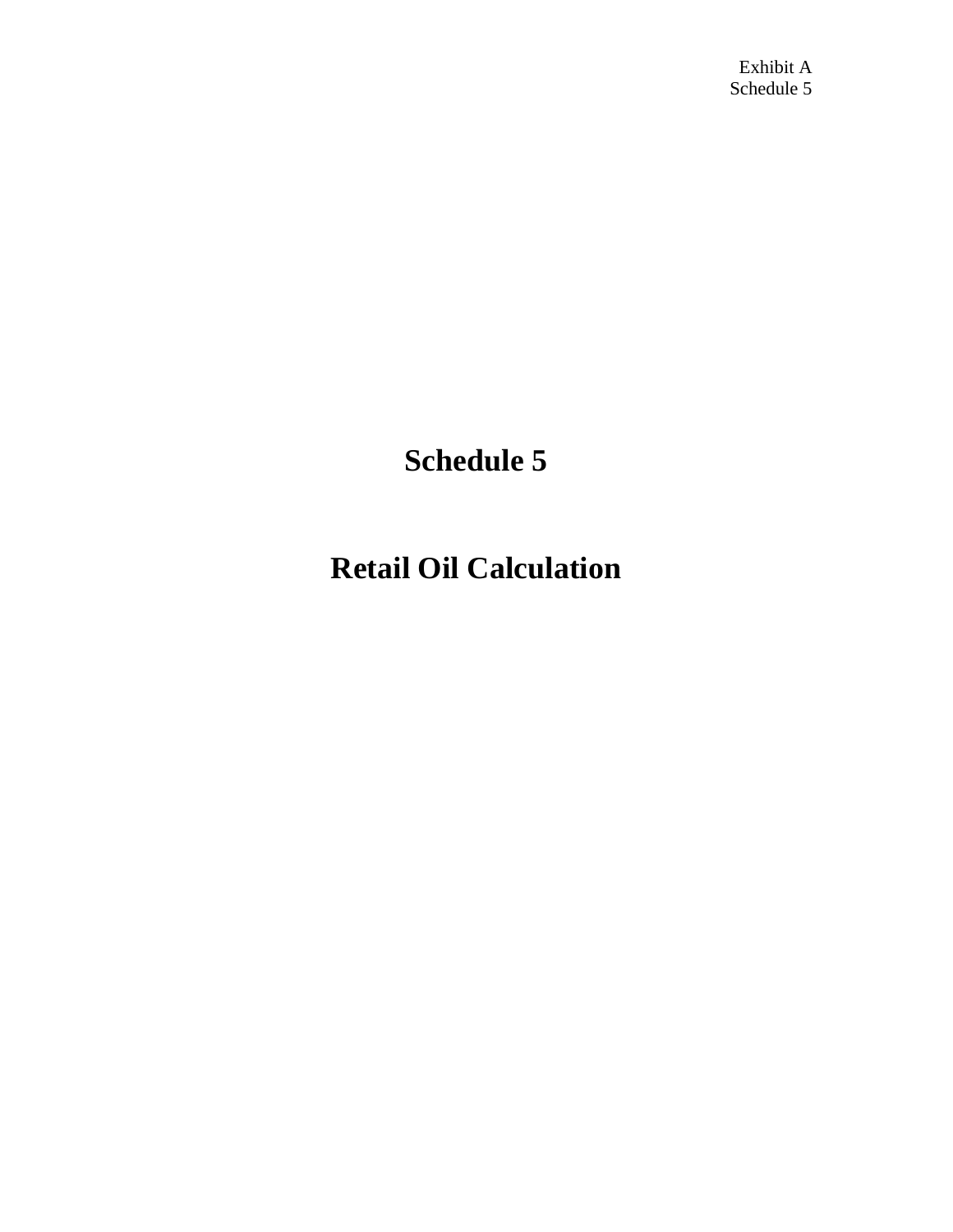# Schedule 5

# Retail Oil Calculation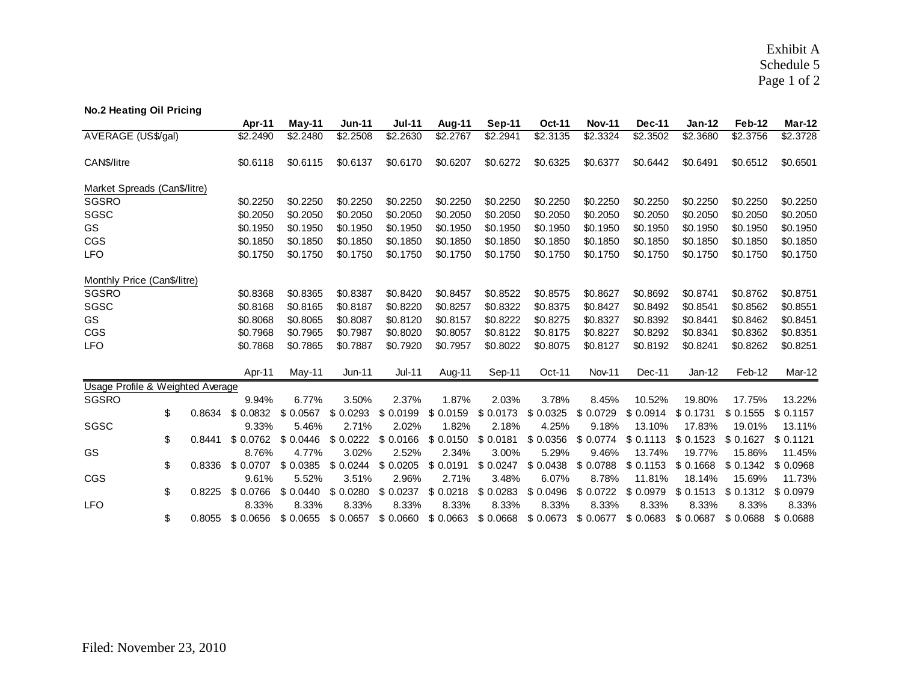Exhibit A
Schedule 5

**No.2 Heating Oil Pricing**

| | Apr-11 | May-11 | Jun-11 | Jul-11 | Aug-11 | Sep-11 | Oct-11 | Nov-11 | Dec-11 | Jan-12 | Feb-12 | Mar-12 |
|---|---|---|---|---|---|---|---|---|---|---|---|---|
| AVERAGE (US$/gal) | $2.2490 | $2.2480 | $2.2508 | $2.2630 | $2.2767 | $2.2941 | $2.3135 | $2.3324 | $2.3502 | $2.3680 | $2.3756 | $2.3728 |
| CAN$/litre | $0.6118 | $0.6115 | $0.6137 | $0.6170 | $0.6207 | $0.6272 | $0.6325 | $0.6377 | $0.6442 | $0.6491 | $0.6512 | $0.6501 |
| Market Spreads (Can$/litre) | | | | | | | | | | | | |
| SGSRO | $0.2250 | $0.2250 | $0.2250 | $0.2250 | $0.2250 | $0.2250 | $0.2250 | $0.2250 | $0.2250 | $0.2250 | $0.2250 | $0.2250 |
| SGSC | $0.2050 | $0.2050 | $0.2050 | $0.2050 | $0.2050 | $0.2050 | $0.2050 | $0.2050 | $0.2050 | $0.2050 | $0.2050 | $0.2050 |
| GS | $0.1950 | $0.1950 | $0.1950 | $0.1950 | $0.1950 | $0.1950 | $0.1950 | $0.1950 | $0.1950 | $0.1950 | $0.1950 | $0.1950 |
| CGS | $0.1850 | $0.1850 | $0.1850 | $0.1850 | $0.1850 | $0.1850 | $0.1850 | $0.1850 | $0.1850 | $0.1850 | $0.1850 | $0.1850 |
| LFO | $0.1750 | $0.1750 | $0.1750 | $0.1750 | $0.1750 | $0.1750 | $0.1750 | $0.1750 | $0.1750 | $0.1750 | $0.1750 | $0.1750 |
| Monthly Price (Can$/litre) | | | | | | | | | | | | |
| SGSRO | $0.8368 | $0.8365 | $0.8387 | $0.8420 | $0.8457 | $0.8522 | $0.8575 | $0.8627 | $0.8692 | $0.8741 | $0.8762 | $0.8751 |
| SGSC | $0.8168 | $0.8165 | $0.8187 | $0.8220 | $0.8257 | $0.8322 | $0.8375 | $0.8427 | $0.8492 | $0.8541 | $0.8562 | $0.8551 |
| GS | $0.8068 | $0.8065 | $0.8087 | $0.8120 | $0.8157 | $0.8222 | $0.8275 | $0.8327 | $0.8392 | $0.8441 | $0.8462 | $0.8451 |
| CGS | $0.7968 | $0.7965 | $0.7987 | $0.8020 | $0.8057 | $0.8122 | $0.8175 | $0.8227 | $0.8292 | $0.8341 | $0.8362 | $0.8351 |
| LFO | $0.7868 | $0.7865 | $0.7887 | $0.7920 | $0.7957 | $0.8022 | $0.8075 | $0.8127 | $0.8192 | $0.8241 | $0.8262 | $0.8251 |

| Usage Profile & Weighted Average | | Apr-11 | May-11 | Jun-11 | Jul-11 | Aug-11 | Sep-11 | Oct-11 | Nov-11 | Dec-11 | Jan-12 | Feb-12 | Mar-12 |
|---|---|---|---|---|---|---|---|---|---|---|---|---|---|
| SGSRO | | 9.94% | 6.77% | 3.50% | 2.37% | 1.87% | 2.03% | 3.78% | 8.45% | 10.52% | 19.80% | 17.75% | 13.22% |
| | $ 0.8634 | $ 0.0832 | $ 0.0567 | $ 0.0293 | $ 0.0199 | $ 0.0159 | $ 0.0173 | $ 0.0325 | $ 0.0729 | $ 0.0914 | $ 0.1731 | $ 0.1555 | $ 0.1157 |
| SGSC | | 9.33% | 5.46% | 2.71% | 2.02% | 1.82% | 2.18% | 4.25% | 9.18% | 13.10% | 17.83% | 19.01% | 13.11% |
| | $ 0.8441 | $ 0.0762 | $ 0.0446 | $ 0.0222 | $ 0.0166 | $ 0.0150 | $ 0.0181 | $ 0.0356 | $ 0.0774 | $ 0.1113 | $ 0.1523 | $ 0.1627 | $ 0.1121 |
| GS | | 8.76% | 4.77% | 3.02% | 2.52% | 2.34% | 3.00% | 5.29% | 9.46% | 13.74% | 19.77% | 15.86% | 11.45% |
| | $ 0.8336 | $ 0.0707 | $ 0.0385 | $ 0.0244 | $ 0.0205 | $ 0.0191 | $ 0.0247 | $ 0.0438 | $ 0.0788 | $ 0.1153 | $ 0.1668 | $ 0.1342 | $ 0.0968 |
| CGS | | 9.61% | 5.52% | 3.51% | 2.96% | 2.71% | 3.48% | 6.07% | 8.78% | 11.81% | 18.14% | 15.69% | 11.73% |
| | $ 0.8225 | $ 0.0766 | $ 0.0440 | $ 0.0280 | $ 0.0237 | $ 0.0218 | $ 0.0283 | $ 0.0496 | $ 0.0722 | $ 0.0979 | $ 0.1513 | $ 0.1312 | $ 0.0979 |
| LFO | | 8.33% | 8.33% | 8.33% | 8.33% | 8.33% | 8.33% | 8.33% | 8.33% | 8.33% | 8.33% | 8.33% | 8.33% |
| | $ 0.8055 | $ 0.0656 | $ 0.0655 | $ 0.0657 | $ 0.0660 | $ 0.0663 | $ 0.0668 | $ 0.0673 | $ 0.0677 | $ 0.0683 | $ 0.0687 | $ 0.0688 | $ 0.0688 |

Filed: November 23, 2010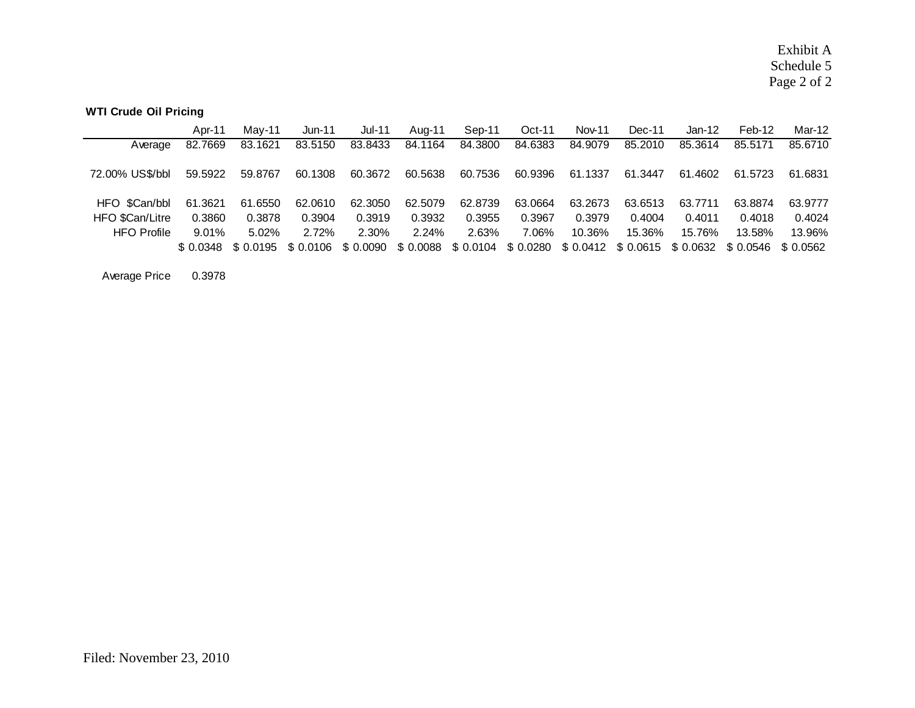Exhibit A
Schedule 5
Page 2 of 2

**WTI Crude Oil Pricing**

| | Apr-11 | May-11 | Jun-11 | Jul-11 | Aug-11 | Sep-11 | Oct-11 | Nov-11 | Dec-11 | Jan-12 | Feb-12 | Mar-12 |
|---|---|---|---|---|---|---|---|---|---|---|---|---|
| Average | 82.7669 | 83.1621 | 83.5150 | 83.8433 | 84.1164 | 84.3800 | 84.6383 | 84.9079 | 85.2010 | 85.3614 | 85.5171 | 85.6710 |
| 72.00% US$/bbl | 59.5922 | 59.8767 | 60.1308 | 60.3672 | 60.5638 | 60.7536 | 60.9396 | 61.1337 | 61.3447 | 61.4602 | 61.5723 | 61.6831 |
| HFO $Can/bbl | 61.3621 | 61.6550 | 62.0610 | 62.3050 | 62.5079 | 62.8739 | 63.0664 | 63.2673 | 63.6513 | 63.7711 | 63.8874 | 63.9777 |
| HFO $Can/Litre | 0.3860 | 0.3878 | 0.3904 | 0.3919 | 0.3932 | 0.3955 | 0.3967 | 0.3979 | 0.4004 | 0.4011 | 0.4018 | 0.4024 |
| HFO Profile | 9.01% | 5.02% | 2.72% | 2.30% | 2.24% | 2.63% | 7.06% | 10.36% | 15.36% | 15.76% | 13.58% | 13.96% |
| | $ 0.0348 | $ 0.0195 | $ 0.0106 | $ 0.0090 | $ 0.0088 | $ 0.0104 | $ 0.0280 | $ 0.0412 | $ 0.0615 | $ 0.0632 | $ 0.0546 | $ 0.0562 |
| Average Price | 0.3978 | | | | | | | | | | | |

Filed: November 23, 2010